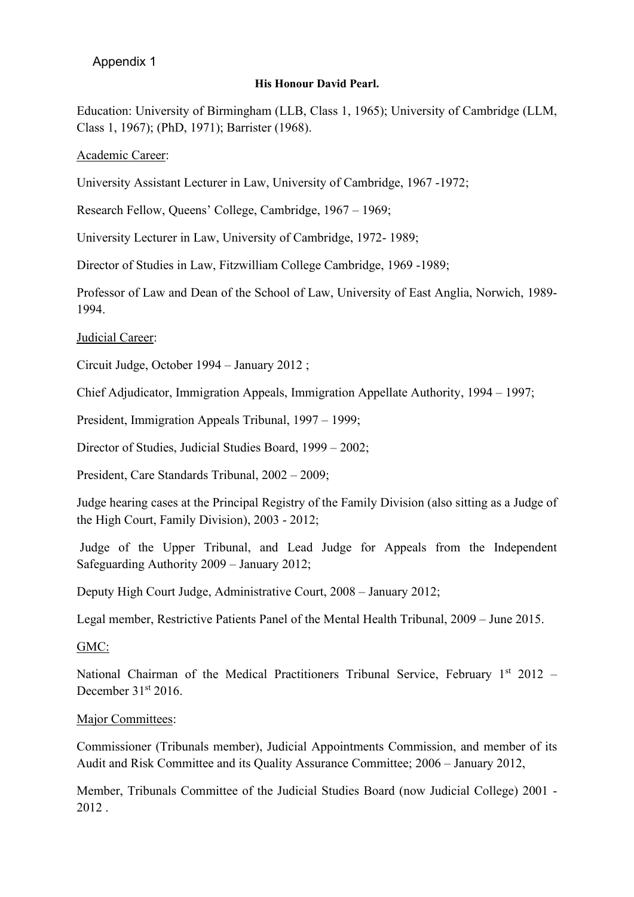Appendix 1

**His Honour David Pearl.**

Education: University of Birmingham (LLB, Class 1, 1965); University of Cambridge (LLM, Class 1, 1967); (PhD, 1971); Barrister (1968).

<u>Academic Career</u>:

University Assistant Lecturer in Law, University of Cambridge, 1967 -1972;

Research Fellow, Queens' College, Cambridge, 1967 – 1969;

University Lecturer in Law, University of Cambridge, 1972- 1989;

Director of Studies in Law, Fitzwilliam College Cambridge, 1969 -1989;

Professor of Law and Dean of the School of Law, University of East Anglia, Norwich, 1989-1994.

<u>Judicial Career</u>:

Circuit Judge, October 1994 – January 2012 ;

Chief Adjudicator, Immigration Appeals, Immigration Appellate Authority, 1994 – 1997;

President, Immigration Appeals Tribunal, 1997 – 1999;

Director of Studies, Judicial Studies Board, 1999 – 2002;

President, Care Standards Tribunal, 2002 – 2009;

Judge hearing cases at the Principal Registry of the Family Division (also sitting as a Judge of the High Court, Family Division), 2003 - 2012;

Judge of the Upper Tribunal, and Lead Judge for Appeals from the Independent Safeguarding Authority 2009 – January 2012;

Deputy High Court Judge, Administrative Court, 2008 – January 2012;

Legal member, Restrictive Patients Panel of the Mental Health Tribunal, 2009 – June 2015.

<u>GMC:</u>

National Chairman of the Medical Practitioners Tribunal Service, February 1st 2012 – December 31st 2016.

<u>Major Committees</u>:

Commissioner (Tribunals member), Judicial Appointments Commission, and member of its Audit and Risk Committee and its Quality Assurance Committee; 2006 – January 2012,

Member, Tribunals Committee of the Judicial Studies Board (now Judicial College) 2001 - 2012 .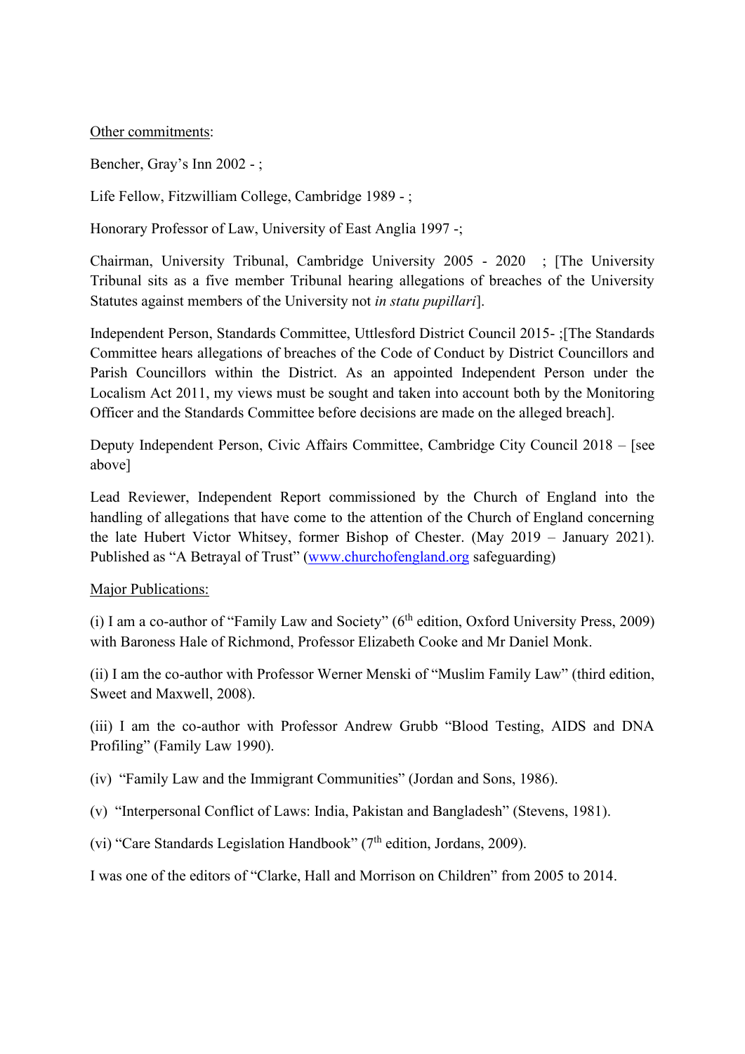<u>Other commitments</u>:

Bencher, Gray's Inn 2002 - ;

Life Fellow, Fitzwilliam College, Cambridge 1989 - ;

Honorary Professor of Law, University of East Anglia 1997 -;

Chairman, University Tribunal, Cambridge University 2005 - 2020 ; [The University Tribunal sits as a five member Tribunal hearing allegations of breaches of the University Statutes against members of the University not *in statu pupillari*].

Independent Person, Standards Committee, Uttlesford District Council 2015- ;[The Standards Committee hears allegations of breaches of the Code of Conduct by District Councillors and Parish Councillors within the District. As an appointed Independent Person under the Localism Act 2011, my views must be sought and taken into account both by the Monitoring Officer and the Standards Committee before decisions are made on the alleged breach].

Deputy Independent Person, Civic Affairs Committee, Cambridge City Council 2018 – [see above]

Lead Reviewer, Independent Report commissioned by the Church of England into the handling of allegations that have come to the attention of the Church of England concerning the late Hubert Victor Whitsey, former Bishop of Chester. (May 2019 – January 2021). Published as "A Betrayal of Trust" (www.churchofengland.org safeguarding)

<u>Major Publications:</u>

(i) I am a co-author of "Family Law and Society" (6th edition, Oxford University Press, 2009) with Baroness Hale of Richmond, Professor Elizabeth Cooke and Mr Daniel Monk.

(ii) I am the co-author with Professor Werner Menski of "Muslim Family Law" (third edition, Sweet and Maxwell, 2008).

(iii) I am the co-author with Professor Andrew Grubb "Blood Testing, AIDS and DNA Profiling" (Family Law 1990).

(iv) "Family Law and the Immigrant Communities" (Jordan and Sons, 1986).

(v) "Interpersonal Conflict of Laws: India, Pakistan and Bangladesh" (Stevens, 1981).

(vi) "Care Standards Legislation Handbook" (7th edition, Jordans, 2009).

I was one of the editors of "Clarke, Hall and Morrison on Children" from 2005 to 2014.